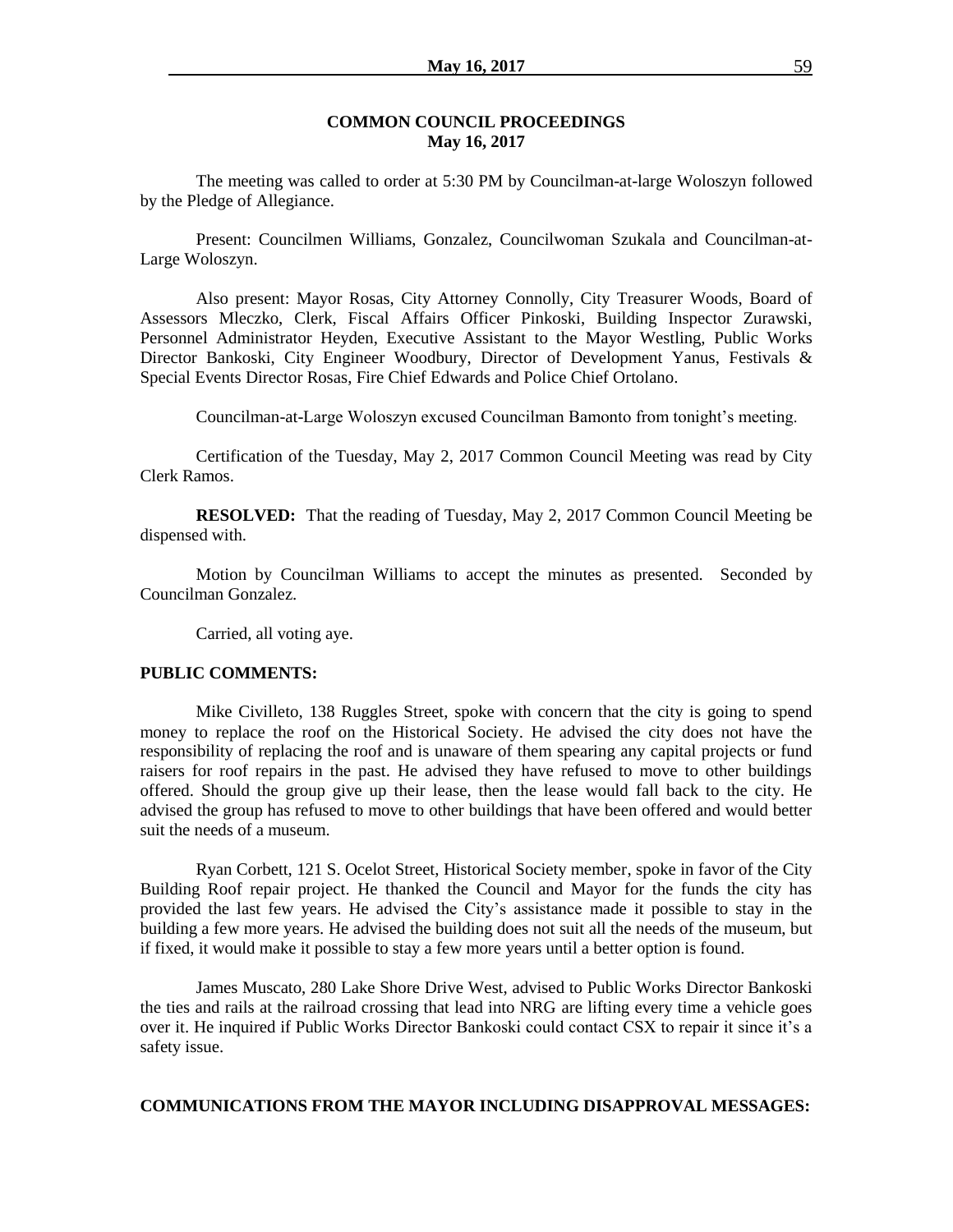# COMMON COUNCIL PROCEEDINGS
## May 16, 2017

The meeting was called to order at 5:30 PM by Councilman-at-large Woloszyn followed by the Pledge of Allegiance.

Present: Councilmen Williams, Gonzalez, Councilwoman Szukala and Councilman-at-Large Woloszyn.

Also present: Mayor Rosas, City Attorney Connolly, City Treasurer Woods, Board of Assessors Mleczko, Clerk, Fiscal Affairs Officer Pinkoski, Building Inspector Zurawski, Personnel Administrator Heyden, Executive Assistant to the Mayor Westling, Public Works Director Bankoski, City Engineer Woodbury, Director of Development Yanus, Festivals & Special Events Director Rosas, Fire Chief Edwards and Police Chief Ortolano.

Councilman-at-Large Woloszyn excused Councilman Bamonto from tonight's meeting.

Certification of the Tuesday, May 2, 2017 Common Council Meeting was read by City Clerk Ramos.

**RESOLVED:** That the reading of Tuesday, May 2, 2017 Common Council Meeting be dispensed with.

Motion by Councilman Williams to accept the minutes as presented. Seconded by Councilman Gonzalez.

Carried, all voting aye.

**PUBLIC COMMENTS:**

Mike Civilleto, 138 Ruggles Street, spoke with concern that the city is going to spend money to replace the roof on the Historical Society. He advised the city does not have the responsibility of replacing the roof and is unaware of them spearing any capital projects or fund raisers for roof repairs in the past. He advised they have refused to move to other buildings offered. Should the group give up their lease, then the lease would fall back to the city. He advised the group has refused to move to other buildings that have been offered and would better suit the needs of a museum.

Ryan Corbett, 121 S. Ocelot Street, Historical Society member, spoke in favor of the City Building Roof repair project. He thanked the Council and Mayor for the funds the city has provided the last few years. He advised the City's assistance made it possible to stay in the building a few more years. He advised the building does not suit all the needs of the museum, but if fixed, it would make it possible to stay a few more years until a better option is found.

James Muscato, 280 Lake Shore Drive West, advised to Public Works Director Bankoski the ties and rails at the railroad crossing that lead into NRG are lifting every time a vehicle goes over it. He inquired if Public Works Director Bankoski could contact CSX to repair it since it's a safety issue.

**COMMUNICATIONS FROM THE MAYOR INCLUDING DISAPPROVAL MESSAGES:**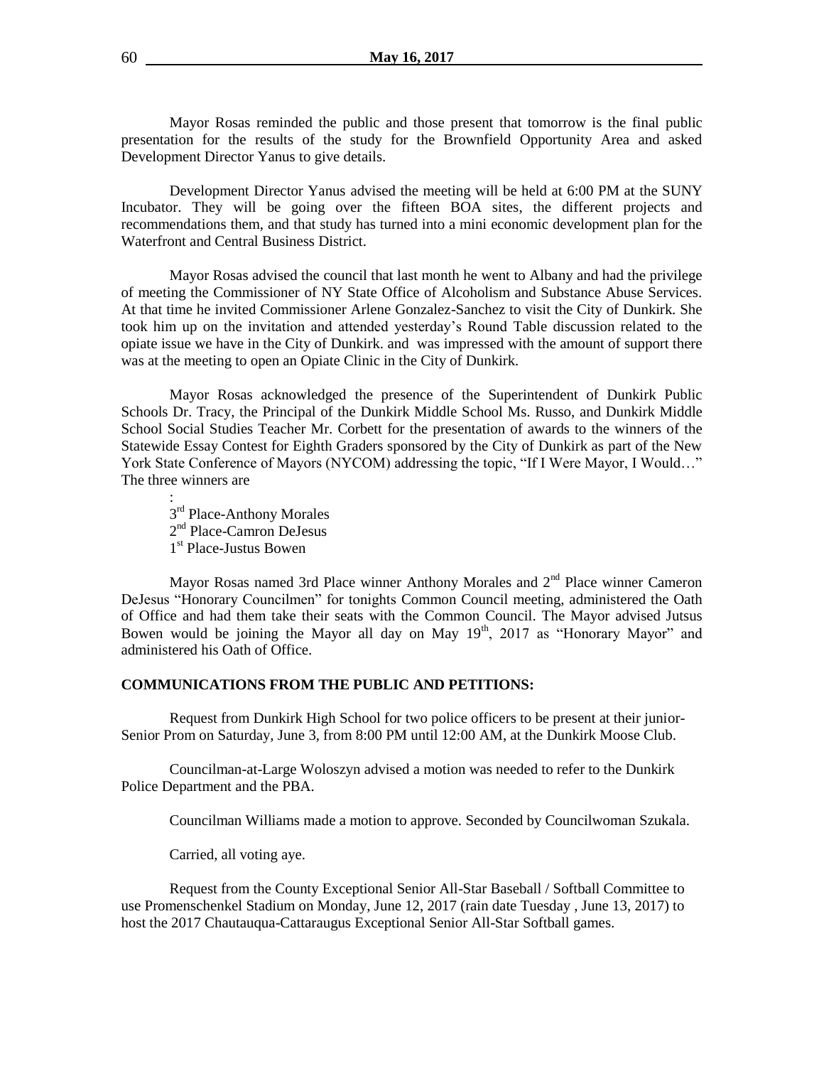Mayor Rosas reminded the public and those present that tomorrow is the final public presentation for the results of the study for the Brownfield Opportunity Area and asked Development Director Yanus to give details.

Development Director Yanus advised the meeting will be held at 6:00 PM at the SUNY Incubator. They will be going over the fifteen BOA sites, the different projects and recommendations them, and that study has turned into a mini economic development plan for the Waterfront and Central Business District.

Mayor Rosas advised the council that last month he went to Albany and had the privilege of meeting the Commissioner of NY State Office of Alcoholism and Substance Abuse Services. At that time he invited Commissioner Arlene Gonzalez-Sanchez to visit the City of Dunkirk. She took him up on the invitation and attended yesterday's Round Table discussion related to the opiate issue we have in the City of Dunkirk. and was impressed with the amount of support there was at the meeting to open an Opiate Clinic in the City of Dunkirk.

Mayor Rosas acknowledged the presence of the Superintendent of Dunkirk Public Schools Dr. Tracy, the Principal of the Dunkirk Middle School Ms. Russo, and Dunkirk Middle School Social Studies Teacher Mr. Corbett for the presentation of awards to the winners of the Statewide Essay Contest for Eighth Graders sponsored by the City of Dunkirk as part of the New York State Conference of Mayors (NYCOM) addressing the topic, "If I Were Mayor, I Would…" The three winners are

:
3rd Place-Anthony Morales
2nd Place-Camron DeJesus
1st Place-Justus Bowen

Mayor Rosas named 3rd Place winner Anthony Morales and 2nd Place winner Cameron DeJesus "Honorary Councilmen" for tonights Common Council meeting, administered the Oath of Office and had them take their seats with the Common Council. The Mayor advised Jutsus Bowen would be joining the Mayor all day on May 19th, 2017 as "Honorary Mayor" and administered his Oath of Office.

**COMMUNICATIONS FROM THE PUBLIC AND PETITIONS:**

Request from Dunkirk High School for two police officers to be present at their junior-Senior Prom on Saturday, June 3, from 8:00 PM until 12:00 AM, at the Dunkirk Moose Club.

Councilman-at-Large Woloszyn advised a motion was needed to refer to the Dunkirk Police Department and the PBA.

Councilman Williams made a motion to approve. Seconded by Councilwoman Szukala.

Carried, all voting aye.

Request from the County Exceptional Senior All-Star Baseball / Softball Committee to use Promenschenkel Stadium on Monday, June 12, 2017 (rain date Tuesday , June 13, 2017) to host the 2017 Chautauqua-Cattaraugus Exceptional Senior All-Star Softball games.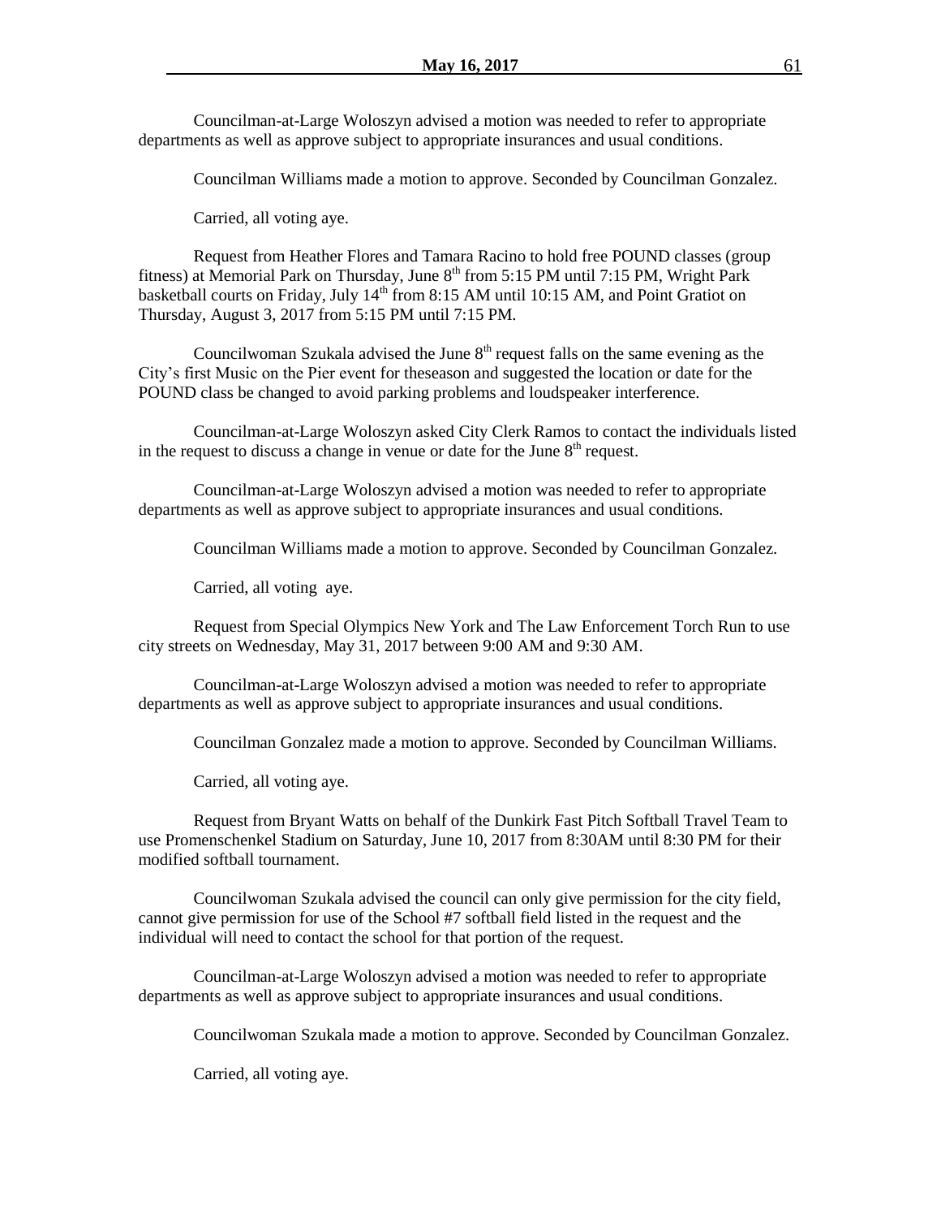Councilman-at-Large Woloszyn advised a motion was needed to refer to appropriate departments as well as approve subject to appropriate insurances and usual conditions.

Councilman Williams made a motion to approve. Seconded by Councilman Gonzalez.

Carried, all voting aye.

Request from Heather Flores and Tamara Racino to hold free POUND classes (group fitness) at Memorial Park on Thursday, June 8th from 5:15 PM until 7:15 PM, Wright Park basketball courts on Friday, July 14th from 8:15 AM until 10:15 AM, and Point Gratiot on Thursday, August 3, 2017 from 5:15 PM until 7:15 PM.

Councilwoman Szukala advised the June 8th request falls on the same evening as the City's first Music on the Pier event for theseason and suggested the location or date for the POUND class be changed to avoid parking problems and loudspeaker interference.

Councilman-at-Large Woloszyn asked City Clerk Ramos to contact the individuals listed in the request to discuss a change in venue or date for the June 8th request.

Councilman-at-Large Woloszyn advised a motion was needed to refer to appropriate departments as well as approve subject to appropriate insurances and usual conditions.

Councilman Williams made a motion to approve. Seconded by Councilman Gonzalez.

Carried, all voting aye.

Request from Special Olympics New York and The Law Enforcement Torch Run to use city streets on Wednesday, May 31, 2017 between 9:00 AM and 9:30 AM.

Councilman-at-Large Woloszyn advised a motion was needed to refer to appropriate departments as well as approve subject to appropriate insurances and usual conditions.

Councilman Gonzalez made a motion to approve. Seconded by Councilman Williams.

Carried, all voting aye.

Request from Bryant Watts on behalf of the Dunkirk Fast Pitch Softball Travel Team to use Promenschenkel Stadium on Saturday, June 10, 2017 from 8:30AM until 8:30 PM for their modified softball tournament.

Councilwoman Szukala advised the council can only give permission for the city field, cannot give permission for use of the School #7 softball field listed in the request and the individual will need to contact the school for that portion of the request.

Councilman-at-Large Woloszyn advised a motion was needed to refer to appropriate departments as well as approve subject to appropriate insurances and usual conditions.

Councilwoman Szukala made a motion to approve. Seconded by Councilman Gonzalez.

Carried, all voting aye.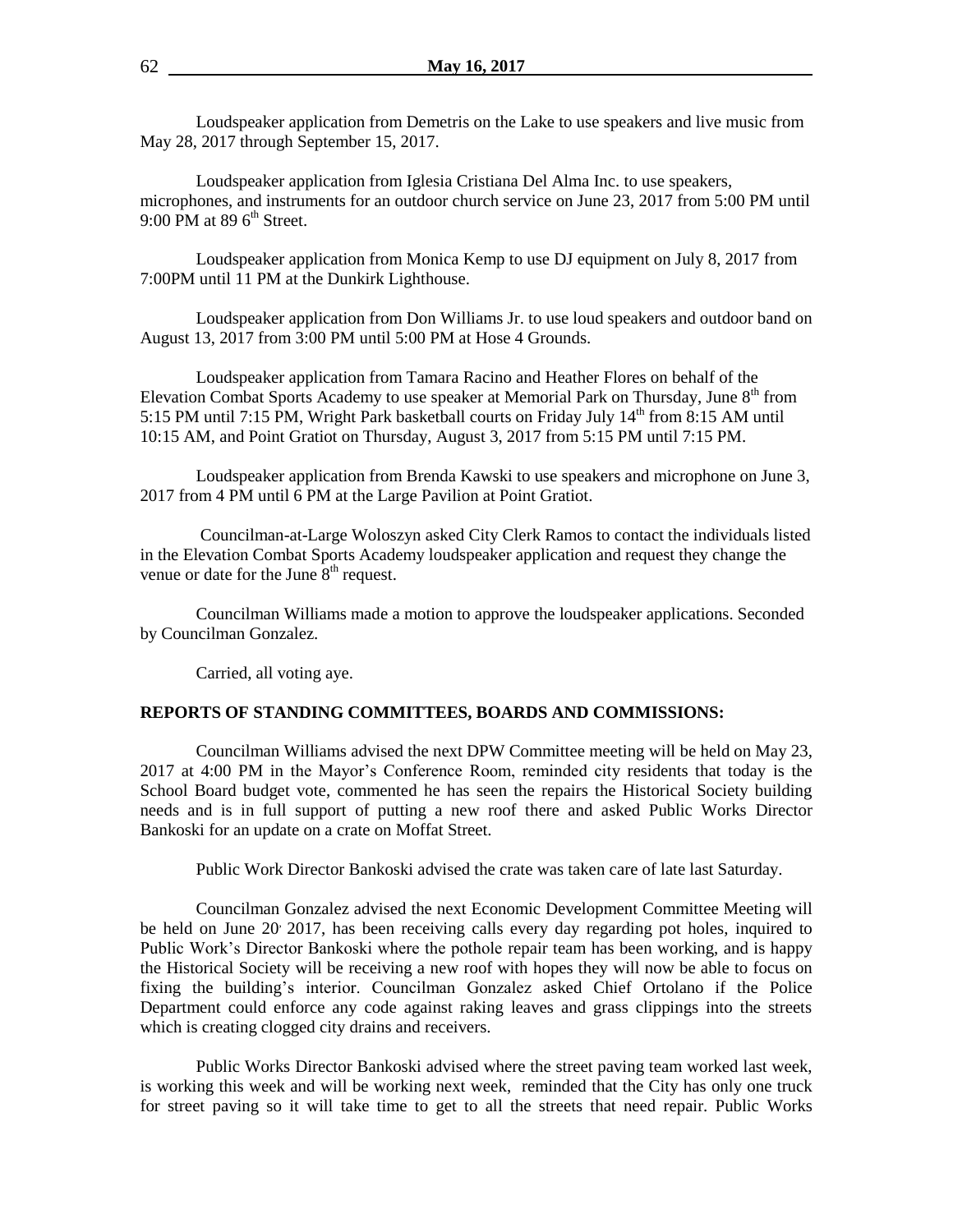Loudspeaker application from Demetris on the Lake to use speakers and live music from May 28, 2017 through September 15, 2017.

Loudspeaker application from Iglesia Cristiana Del Alma Inc. to use speakers, microphones, and instruments for an outdoor church service on June 23, 2017 from 5:00 PM until 9:00 PM at 89 6th Street.

Loudspeaker application from Monica Kemp to use DJ equipment on July 8, 2017 from 7:00PM until 11 PM at the Dunkirk Lighthouse.

Loudspeaker application from Don Williams Jr. to use loud speakers and outdoor band on August 13, 2017 from 3:00 PM until 5:00 PM at Hose 4 Grounds.

Loudspeaker application from Tamara Racino and Heather Flores on behalf of the Elevation Combat Sports Academy to use speaker at Memorial Park on Thursday, June 8th from 5:15 PM until 7:15 PM, Wright Park basketball courts on Friday July 14th from 8:15 AM until 10:15 AM, and Point Gratiot on Thursday, August 3, 2017 from 5:15 PM until 7:15 PM.

Loudspeaker application from Brenda Kawski to use speakers and microphone on June 3, 2017 from 4 PM until 6 PM at the Large Pavilion at Point Gratiot.

Councilman-at-Large Woloszyn asked City Clerk Ramos to contact the individuals listed in the Elevation Combat Sports Academy loudspeaker application and request they change the venue or date for the June 8th request.

Councilman Williams made a motion to approve the loudspeaker applications. Seconded by Councilman Gonzalez.

Carried, all voting aye.

**REPORTS OF STANDING COMMITTEES, BOARDS AND COMMISSIONS:**

Councilman Williams advised the next DPW Committee meeting will be held on May 23, 2017 at 4:00 PM in the Mayor's Conference Room, reminded city residents that today is the School Board budget vote, commented he has seen the repairs the Historical Society building needs and is in full support of putting a new roof there and asked Public Works Director Bankoski for an update on a crate on Moffat Street.

Public Work Director Bankoski advised the crate was taken care of late last Saturday.

Councilman Gonzalez advised the next Economic Development Committee Meeting will be held on June 20, 2017, has been receiving calls every day regarding pot holes, inquired to Public Work's Director Bankoski where the pothole repair team has been working, and is happy the Historical Society will be receiving a new roof with hopes they will now be able to focus on fixing the building's interior. Councilman Gonzalez asked Chief Ortolano if the Police Department could enforce any code against raking leaves and grass clippings into the streets which is creating clogged city drains and receivers.

Public Works Director Bankoski advised where the street paving team worked last week, is working this week and will be working next week, reminded that the City has only one truck for street paving so it will take time to get to all the streets that need repair. Public Works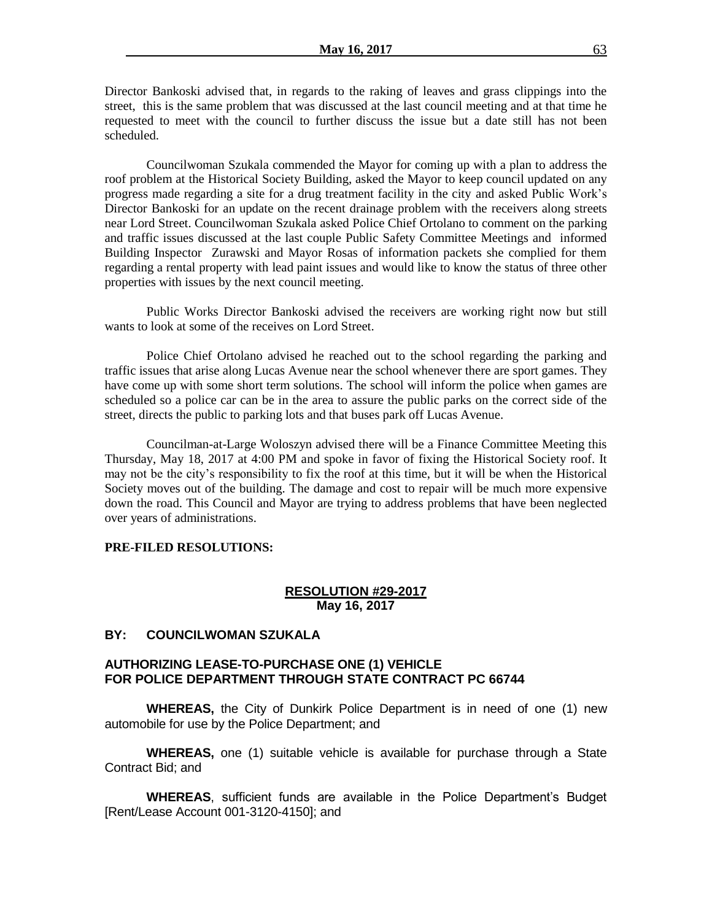Director Bankoski advised that, in regards to the raking of leaves and grass clippings into the street, this is the same problem that was discussed at the last council meeting and at that time he requested to meet with the council to further discuss the issue but a date still has not been scheduled.

Councilwoman Szukala commended the Mayor for coming up with a plan to address the roof problem at the Historical Society Building, asked the Mayor to keep council updated on any progress made regarding a site for a drug treatment facility in the city and asked Public Work's Director Bankoski for an update on the recent drainage problem with the receivers along streets near Lord Street. Councilwoman Szukala asked Police Chief Ortolano to comment on the parking and traffic issues discussed at the last couple Public Safety Committee Meetings and informed Building Inspector Zurawski and Mayor Rosas of information packets she complied for them regarding a rental property with lead paint issues and would like to know the status of three other properties with issues by the next council meeting.

Public Works Director Bankoski advised the receivers are working right now but still wants to look at some of the receives on Lord Street.

Police Chief Ortolano advised he reached out to the school regarding the parking and traffic issues that arise along Lucas Avenue near the school whenever there are sport games. They have come up with some short term solutions. The school will inform the police when games are scheduled so a police car can be in the area to assure the public parks on the correct side of the street, directs the public to parking lots and that buses park off Lucas Avenue.

Councilman-at-Large Woloszyn advised there will be a Finance Committee Meeting this Thursday, May 18, 2017 at 4:00 PM and spoke in favor of fixing the Historical Society roof. It may not be the city's responsibility to fix the roof at this time, but it will be when the Historical Society moves out of the building. The damage and cost to repair will be much more expensive down the road. This Council and Mayor are trying to address problems that have been neglected over years of administrations.

**PRE-FILED RESOLUTIONS:**

**RESOLUTION #29-2017**
**May 16, 2017**

**BY: COUNCILWOMAN SZUKALA**

**AUTHORIZING LEASE-TO-PURCHASE ONE (1) VEHICLE FOR POLICE DEPARTMENT THROUGH STATE CONTRACT PC 66744**

**WHEREAS,** the City of Dunkirk Police Department is in need of one (1) new automobile for use by the Police Department; and

**WHEREAS,** one (1) suitable vehicle is available for purchase through a State Contract Bid; and

**WHEREAS**, sufficient funds are available in the Police Department's Budget [Rent/Lease Account 001-3120-4150]; and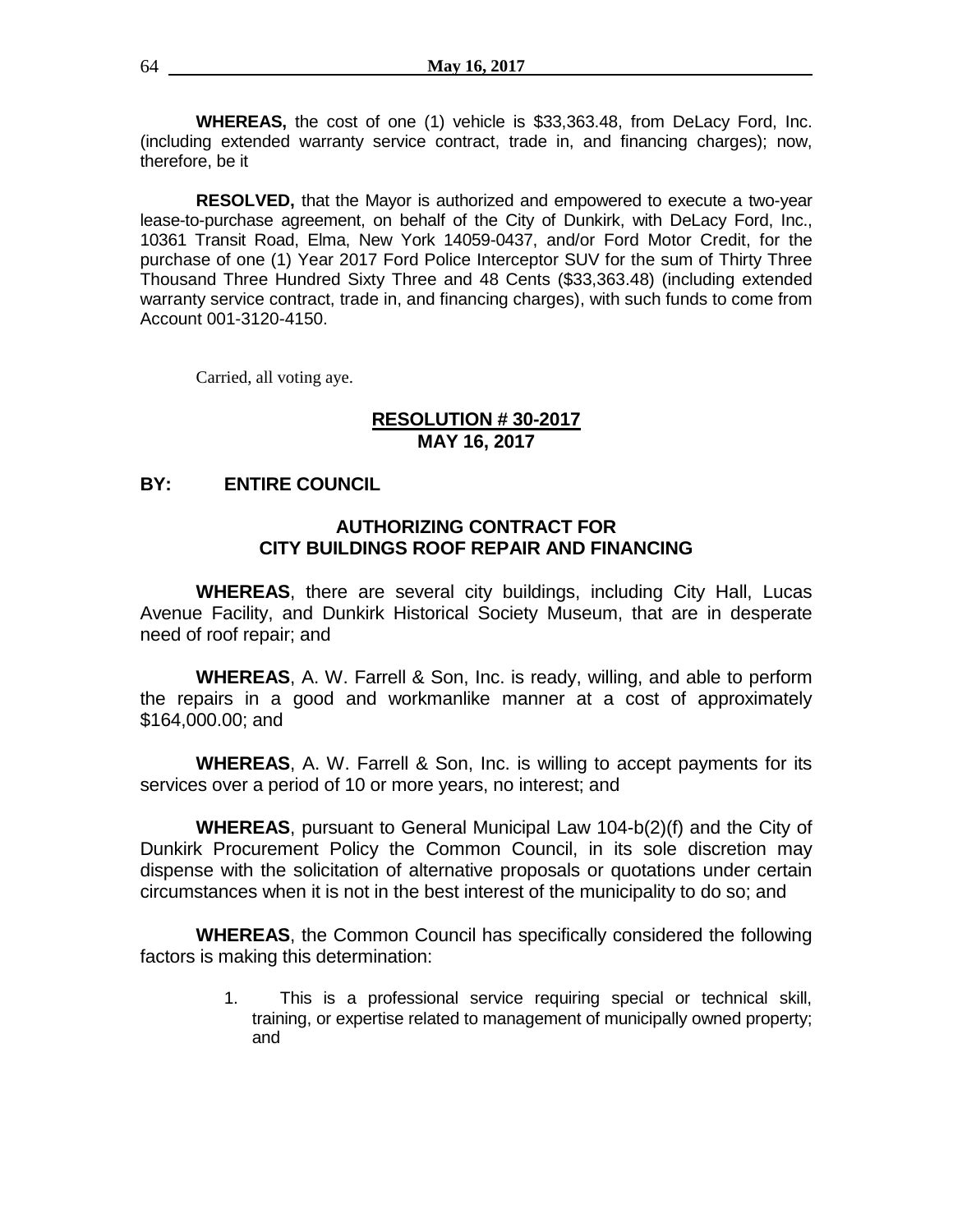**WHEREAS,** the cost of one (1) vehicle is $33,363.48, from DeLacy Ford, Inc. (including extended warranty service contract, trade in, and financing charges); now, therefore, be it

**RESOLVED,** that the Mayor is authorized and empowered to execute a two-year lease-to-purchase agreement, on behalf of the City of Dunkirk, with DeLacy Ford, Inc., 10361 Transit Road, Elma, New York 14059-0437, and/or Ford Motor Credit, for the purchase of one (1) Year 2017 Ford Police Interceptor SUV for the sum of Thirty Three Thousand Three Hundred Sixty Three and 48 Cents ($33,363.48) (including extended warranty service contract, trade in, and financing charges), with such funds to come from Account 001-3120-4150.

Carried, all voting aye.

## RESOLUTION # 30-2017
## MAY 16, 2017

**BY: ENTIRE COUNCIL**

### AUTHORIZING CONTRACT FOR CITY BUILDINGS ROOF REPAIR AND FINANCING

**WHEREAS**, there are several city buildings, including City Hall, Lucas Avenue Facility, and Dunkirk Historical Society Museum, that are in desperate need of roof repair; and

**WHEREAS**, A. W. Farrell & Son, Inc. is ready, willing, and able to perform the repairs in a good and workmanlike manner at a cost of approximately $164,000.00; and

**WHEREAS**, A. W. Farrell & Son, Inc. is willing to accept payments for its services over a period of 10 or more years, no interest; and

**WHEREAS**, pursuant to General Municipal Law 104-b(2)(f) and the City of Dunkirk Procurement Policy the Common Council, in its sole discretion may dispense with the solicitation of alternative proposals or quotations under certain circumstances when it is not in the best interest of the municipality to do so; and

**WHEREAS**, the Common Council has specifically considered the following factors is making this determination:

1. This is a professional service requiring special or technical skill, training, or expertise related to management of municipally owned property; and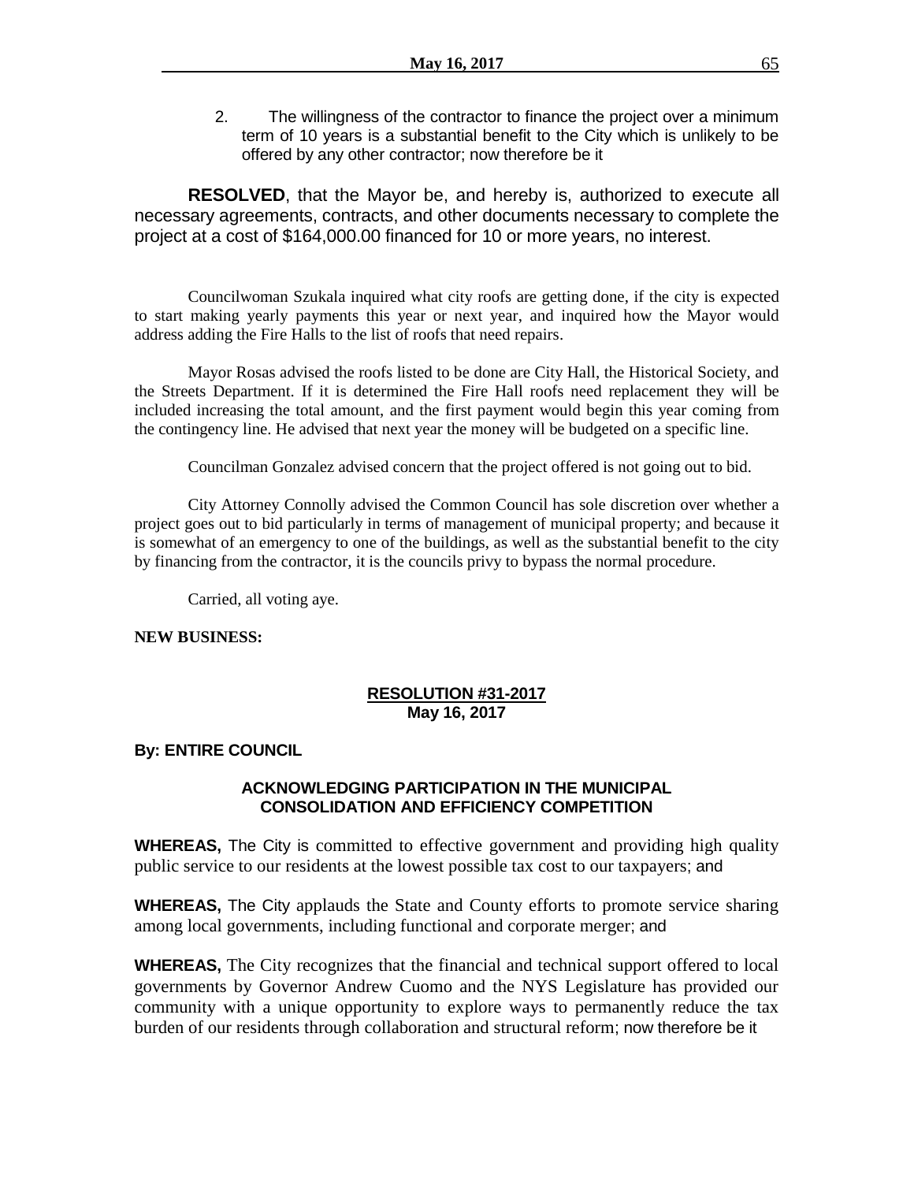2. The willingness of the contractor to finance the project over a minimum term of 10 years is a substantial benefit to the City which is unlikely to be offered by any other contractor; now therefore be it

**RESOLVED**, that the Mayor be, and hereby is, authorized to execute all necessary agreements, contracts, and other documents necessary to complete the project at a cost of $164,000.00 financed for 10 or more years, no interest.

Councilwoman Szukala inquired what city roofs are getting done, if the city is expected to start making yearly payments this year or next year, and inquired how the Mayor would address adding the Fire Halls to the list of roofs that need repairs.

Mayor Rosas advised the roofs listed to be done are City Hall, the Historical Society, and the Streets Department. If it is determined the Fire Hall roofs need replacement they will be included increasing the total amount, and the first payment would begin this year coming from the contingency line. He advised that next year the money will be budgeted on a specific line.

Councilman Gonzalez advised concern that the project offered is not going out to bid.

City Attorney Connolly advised the Common Council has sole discretion over whether a project goes out to bid particularly in terms of management of municipal property; and because it is somewhat of an emergency to one of the buildings, as well as the substantial benefit to the city by financing from the contractor, it is the councils privy to bypass the normal procedure.

Carried, all voting aye.

**NEW BUSINESS:**

**RESOLUTION #31-2017**
**May 16, 2017**

**By: ENTIRE COUNCIL**

**ACKNOWLEDGING PARTICIPATION IN THE MUNICIPAL CONSOLIDATION AND EFFICIENCY COMPETITION**

**WHEREAS,** The City is committed to effective government and providing high quality public service to our residents at the lowest possible tax cost to our taxpayers; and

**WHEREAS,** The City applauds the State and County efforts to promote service sharing among local governments, including functional and corporate merger; and

**WHEREAS,** The City recognizes that the financial and technical support offered to local governments by Governor Andrew Cuomo and the NYS Legislature has provided our community with a unique opportunity to explore ways to permanently reduce the tax burden of our residents through collaboration and structural reform; now therefore be it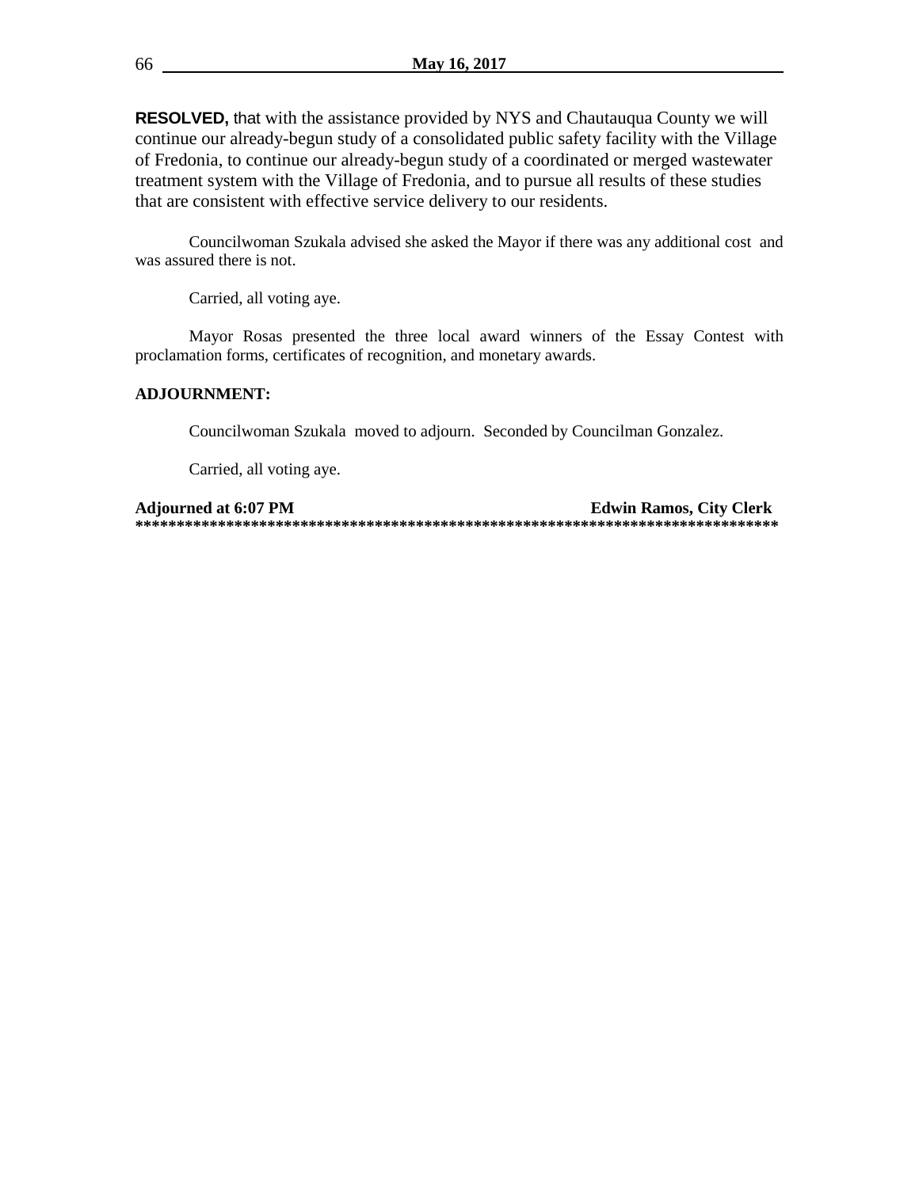**RESOLVED,** that with the assistance provided by NYS and Chautauqua County we will continue our already-begun study of a consolidated public safety facility with the Village of Fredonia, to continue our already-begun study of a coordinated or merged wastewater treatment system with the Village of Fredonia, and to pursue all results of these studies that are consistent with effective service delivery to our residents.

Councilwoman Szukala advised she asked the Mayor if there was any additional cost and was assured there is not.

Carried, all voting aye.

Mayor Rosas presented the three local award winners of the Essay Contest with proclamation forms, certificates of recognition, and monetary awards.

**ADJOURNMENT:**

Councilwoman Szukala moved to adjourn. Seconded by Councilman Gonzalez.

Carried, all voting aye.

**Adjourned at 6:07 PM** **Edwin Ramos, City Clerk**

**********************************************************************************